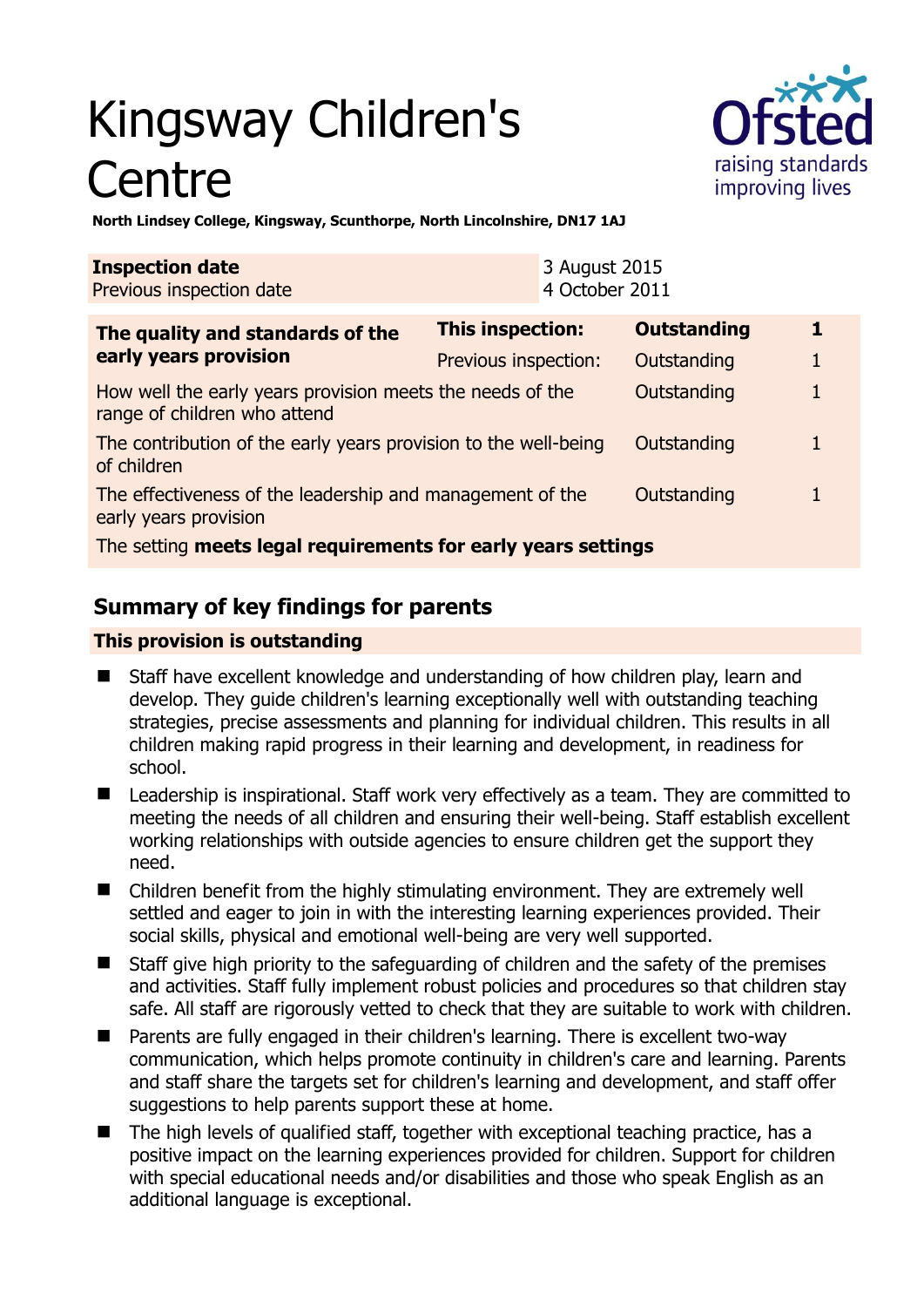# Kingsway Children's Centre

**North Lindsey College, Kingsway, Scunthorpe, North Lincolnshire, DN17 1AJ**

| | |
|---|---|
| **Inspection date** | 3 August 2015 |
| Previous inspection date | 4 October 2011 |

| | | | |
|---|---|---|---|
| **The quality and standards of the early years provision** | **This inspection:** | **Outstanding** | **1** |
| | Previous inspection: | Outstanding | 1 |
| How well the early years provision meets the needs of the range of children who attend | | Outstanding | 1 |
| The contribution of the early years provision to the well-being of children | | Outstanding | 1 |
| The effectiveness of the leadership and management of the early years provision | | Outstanding | 1 |
| The setting **meets legal requirements for early years settings** | | | |

## Summary of key findings for parents

**This provision is outstanding**

- Staff have excellent knowledge and understanding of how children play, learn and develop. They guide children's learning exceptionally well with outstanding teaching strategies, precise assessments and planning for individual children. This results in all children making rapid progress in their learning and development, in readiness for school.
- Leadership is inspirational. Staff work very effectively as a team. They are committed to meeting the needs of all children and ensuring their well-being. Staff establish excellent working relationships with outside agencies to ensure children get the support they need.
- Children benefit from the highly stimulating environment. They are extremely well settled and eager to join in with the interesting learning experiences provided. Their social skills, physical and emotional well-being are very well supported.
- Staff give high priority to the safeguarding of children and the safety of the premises and activities. Staff fully implement robust policies and procedures so that children stay safe. All staff are rigorously vetted to check that they are suitable to work with children.
- Parents are fully engaged in their children's learning. There is excellent two-way communication, which helps promote continuity in children's care and learning. Parents and staff share the targets set for children's learning and development, and staff offer suggestions to help parents support these at home.
- The high levels of qualified staff, together with exceptional teaching practice, has a positive impact on the learning experiences provided for children. Support for children with special educational needs and/or disabilities and those who speak English as an additional language is exceptional.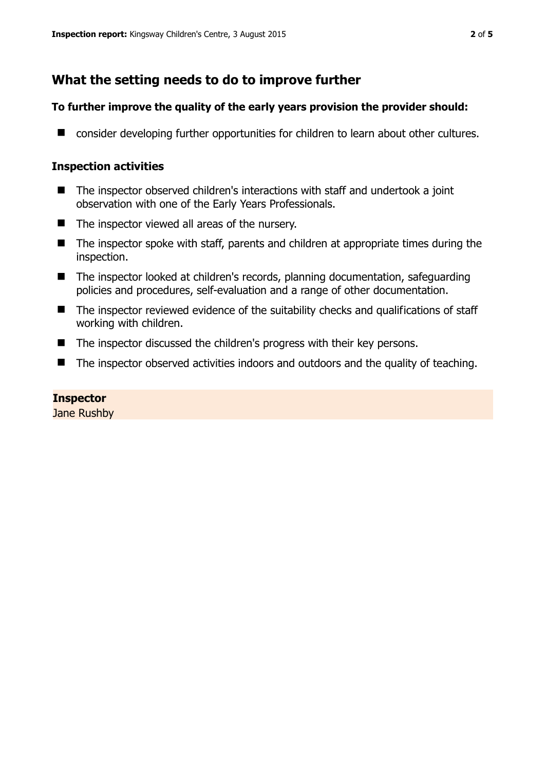## What the setting needs to do to improve further

### To further improve the quality of the early years provision the provider should:

- consider developing further opportunities for children to learn about other cultures.

### Inspection activities

- The inspector observed children's interactions with staff and undertook a joint observation with one of the Early Years Professionals.
- The inspector viewed all areas of the nursery.
- The inspector spoke with staff, parents and children at appropriate times during the inspection.
- The inspector looked at children's records, planning documentation, safeguarding policies and procedures, self-evaluation and a range of other documentation.
- The inspector reviewed evidence of the suitability checks and qualifications of staff working with children.
- The inspector discussed the children's progress with their key persons.
- The inspector observed activities indoors and outdoors and the quality of teaching.

**Inspector**
Jane Rushby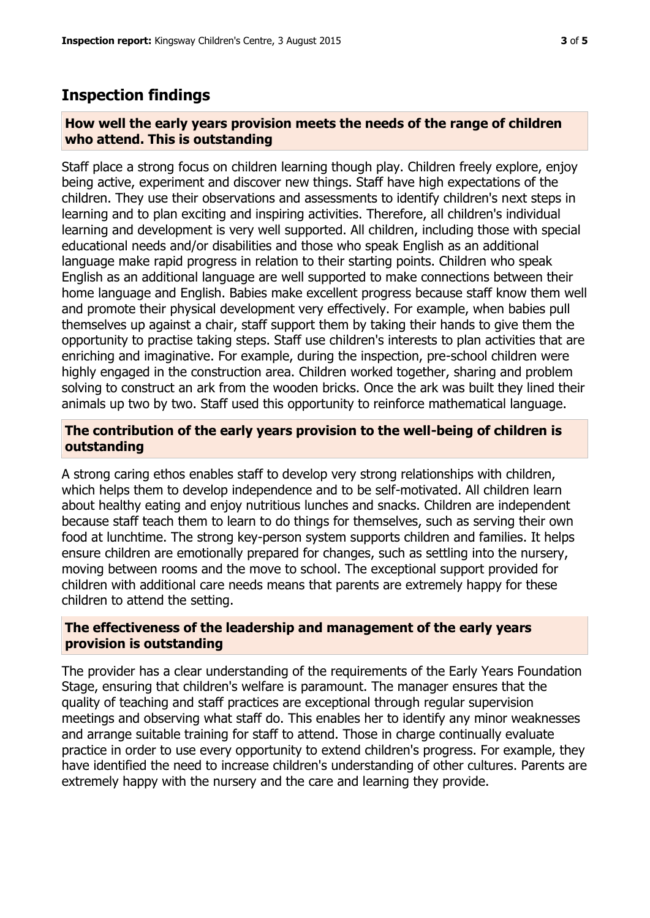## Inspection findings

### How well the early years provision meets the needs of the range of children who attend. This is outstanding

Staff place a strong focus on children learning though play. Children freely explore, enjoy being active, experiment and discover new things. Staff have high expectations of the children. They use their observations and assessments to identify children's next steps in learning and to plan exciting and inspiring activities. Therefore, all children's individual learning and development is very well supported. All children, including those with special educational needs and/or disabilities and those who speak English as an additional language make rapid progress in relation to their starting points. Children who speak English as an additional language are well supported to make connections between their home language and English. Babies make excellent progress because staff know them well and promote their physical development very effectively. For example, when babies pull themselves up against a chair, staff support them by taking their hands to give them the opportunity to practise taking steps. Staff use children's interests to plan activities that are enriching and imaginative. For example, during the inspection, pre-school children were highly engaged in the construction area. Children worked together, sharing and problem solving to construct an ark from the wooden bricks. Once the ark was built they lined their animals up two by two. Staff used this opportunity to reinforce mathematical language.

### The contribution of the early years provision to the well-being of children is outstanding

A strong caring ethos enables staff to develop very strong relationships with children, which helps them to develop independence and to be self-motivated. All children learn about healthy eating and enjoy nutritious lunches and snacks. Children are independent because staff teach them to learn to do things for themselves, such as serving their own food at lunchtime. The strong key-person system supports children and families. It helps ensure children are emotionally prepared for changes, such as settling into the nursery, moving between rooms and the move to school. The exceptional support provided for children with additional care needs means that parents are extremely happy for these children to attend the setting.

### The effectiveness of the leadership and management of the early years provision is outstanding

The provider has a clear understanding of the requirements of the Early Years Foundation Stage, ensuring that children's welfare is paramount. The manager ensures that the quality of teaching and staff practices are exceptional through regular supervision meetings and observing what staff do. This enables her to identify any minor weaknesses and arrange suitable training for staff to attend. Those in charge continually evaluate practice in order to use every opportunity to extend children's progress. For example, they have identified the need to increase children's understanding of other cultures. Parents are extremely happy with the nursery and the care and learning they provide.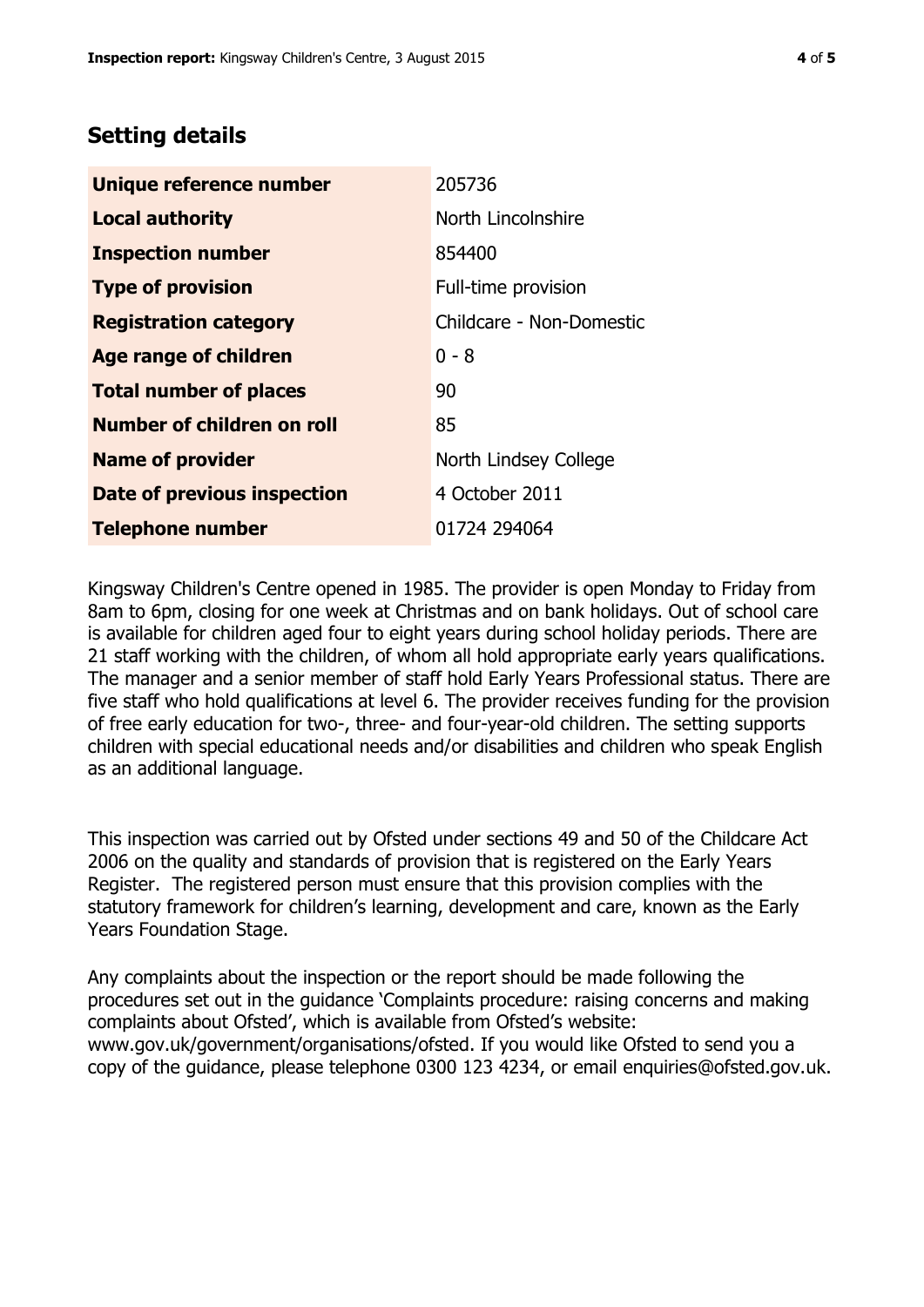## Setting details

| | |
|---|---|
| **Unique reference number** | 205736 |
| **Local authority** | North Lincolnshire |
| **Inspection number** | 854400 |
| **Type of provision** | Full-time provision |
| **Registration category** | Childcare - Non-Domestic |
| **Age range of children** | 0 - 8 |
| **Total number of places** | 90 |
| **Number of children on roll** | 85 |
| **Name of provider** | North Lindsey College |
| **Date of previous inspection** | 4 October 2011 |
| **Telephone number** | 01724 294064 |

Kingsway Children's Centre opened in 1985. The provider is open Monday to Friday from 8am to 6pm, closing for one week at Christmas and on bank holidays. Out of school care is available for children aged four to eight years during school holiday periods. There are 21 staff working with the children, of whom all hold appropriate early years qualifications. The manager and a senior member of staff hold Early Years Professional status. There are five staff who hold qualifications at level 6. The provider receives funding for the provision of free early education for two-, three- and four-year-old children. The setting supports children with special educational needs and/or disabilities and children who speak English as an additional language.

This inspection was carried out by Ofsted under sections 49 and 50 of the Childcare Act 2006 on the quality and standards of provision that is registered on the Early Years Register. The registered person must ensure that this provision complies with the statutory framework for children's learning, development and care, known as the Early Years Foundation Stage.

Any complaints about the inspection or the report should be made following the procedures set out in the guidance 'Complaints procedure: raising concerns and making complaints about Ofsted', which is available from Ofsted's website: www.gov.uk/government/organisations/ofsted. If you would like Ofsted to send you a copy of the guidance, please telephone 0300 123 4234, or email enquiries@ofsted.gov.uk.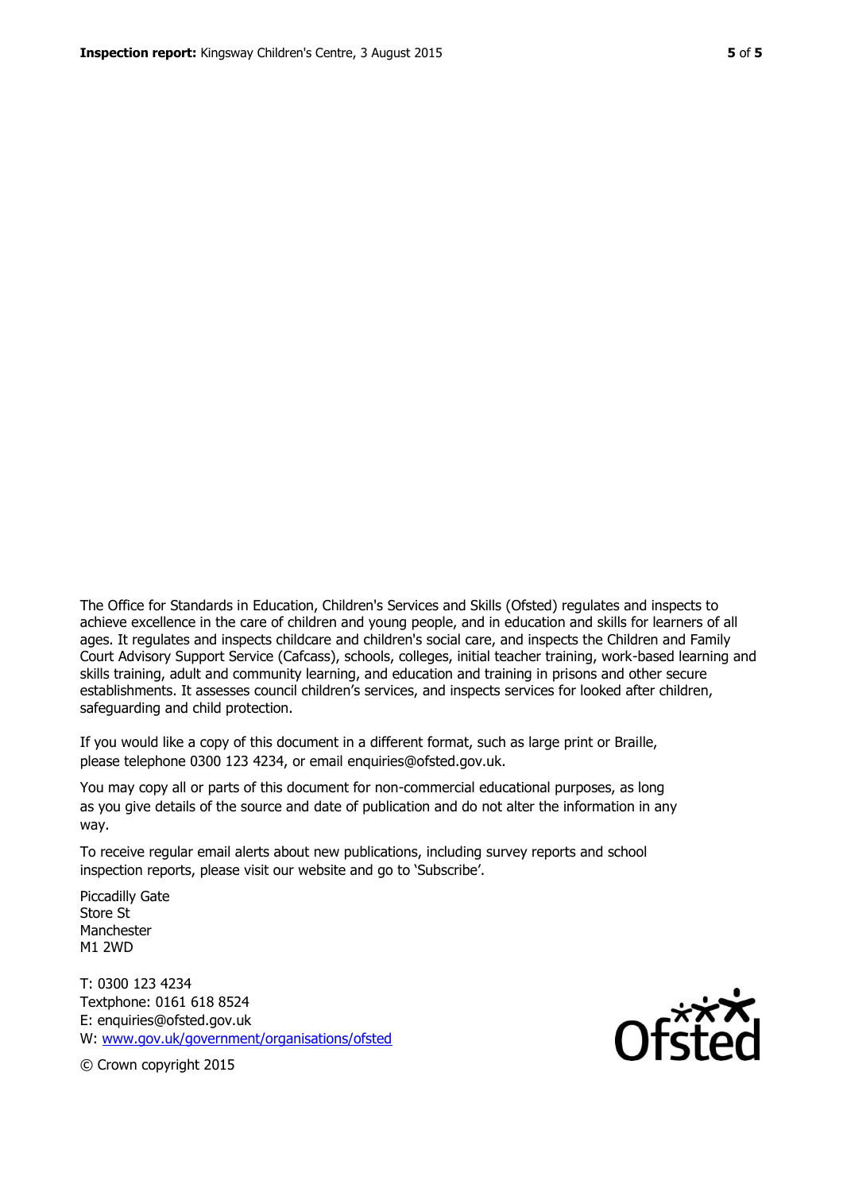The Office for Standards in Education, Children's Services and Skills (Ofsted) regulates and inspects to achieve excellence in the care of children and young people, and in education and skills for learners of all ages. It regulates and inspects childcare and children's social care, and inspects the Children and Family Court Advisory Support Service (Cafcass), schools, colleges, initial teacher training, work-based learning and skills training, adult and community learning, and education and training in prisons and other secure establishments. It assesses council children's services, and inspects services for looked after children, safeguarding and child protection.

If you would like a copy of this document in a different format, such as large print or Braille, please telephone 0300 123 4234, or email enquiries@ofsted.gov.uk.

You may copy all or parts of this document for non-commercial educational purposes, as long as you give details of the source and date of publication and do not alter the information in any way.

To receive regular email alerts about new publications, including survey reports and school inspection reports, please visit our website and go to 'Subscribe'.

Piccadilly Gate
Store St
Manchester
M1 2WD

T: 0300 123 4234
Textphone: 0161 618 8524
E: enquiries@ofsted.gov.uk
W: [www.gov.uk/government/organisations/ofsted](www.gov.uk/government/organisations/ofsted)

© Crown copyright 2015